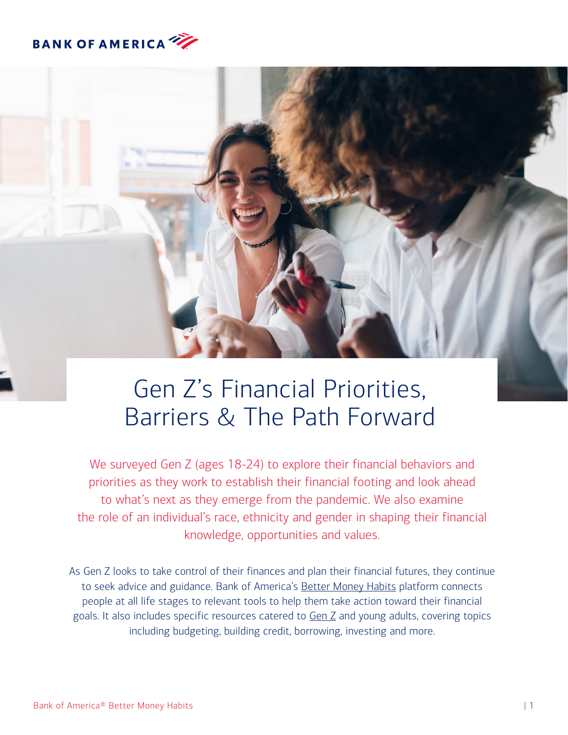BANK OF AMERICA

# Gen Z's Financial Priorities, Barriers & The Path Forward

We surveyed Gen Z (ages 18-24) to explore their financial behaviors and priorities as they work to establish their financial footing and look ahead to what's next as they emerge from the pandemic. We also examine the role of an individual's race, ethnicity and gender in shaping their financial knowledge, opportunities and values.

As Gen Z looks to take control of their finances and plan their financial futures, they continue to seek advice and guidance. Bank of America's Better Money Habits platform connects people at all life stages to relevant tools to help them take action toward their financial goals. It also includes specific resources catered to Gen Z and young adults, covering topics including budgeting, building credit, borrowing, investing and more.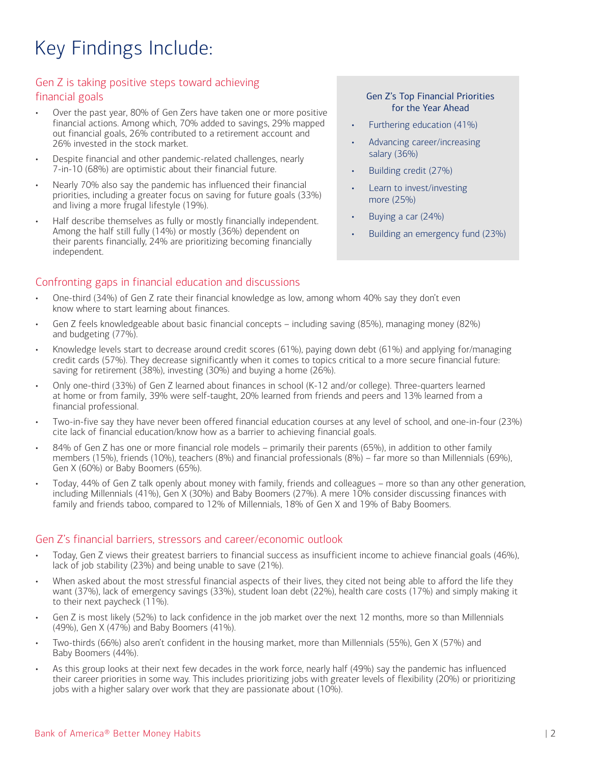# Key Findings Include:

## Gen Z is taking positive steps toward achieving financial goals

- Over the past year, 80% of Gen Zers have taken one or more positive financial actions. Among which, 70% added to savings, 29% mapped out financial goals, 26% contributed to a retirement account and 26% invested in the stock market.
- Despite financial and other pandemic-related challenges, nearly 7-in-10 (68%) are optimistic about their financial future.
- Nearly 70% also say the pandemic has influenced their financial priorities, including a greater focus on saving for future goals (33%) and living a more frugal lifestyle (19%).
- Half describe themselves as fully or mostly financially independent. Among the half still fully (14%) or mostly (36%) dependent on their parents financially, 24% are prioritizing becoming financially independent.

### Gen Z's Top Financial Priorities for the Year Ahead

- Furthering education (41%)
- Advancing career/increasing salary (36%)
- Building credit (27%)
- Learn to invest/investing more (25%)
- Buying a car (24%)
- Building an emergency fund (23%)

## Confronting gaps in financial education and discussions

- One-third (34%) of Gen Z rate their financial knowledge as low, among whom 40% say they don't even know where to start learning about finances.
- Gen Z feels knowledgeable about basic financial concepts – including saving (85%), managing money (82%) and budgeting (77%).
- Knowledge levels start to decrease around credit scores (61%), paying down debt (61%) and applying for/managing credit cards (57%). They decrease significantly when it comes to topics critical to a more secure financial future: saving for retirement (38%), investing (30%) and buying a home (26%).
- Only one-third (33%) of Gen Z learned about finances in school (K-12 and/or college). Three-quarters learned at home or from family, 39% were self-taught, 20% learned from friends and peers and 13% learned from a financial professional.
- Two-in-five say they have never been offered financial education courses at any level of school, and one-in-four (23%) cite lack of financial education/know how as a barrier to achieving financial goals.
- 84% of Gen Z has one or more financial role models – primarily their parents (65%), in addition to other family members (15%), friends (10%), teachers (8%) and financial professionals (8%) – far more so than Millennials (69%), Gen X (60%) or Baby Boomers (65%).
- Today, 44% of Gen Z talk openly about money with family, friends and colleagues – more so than any other generation, including Millennials (41%), Gen X (30%) and Baby Boomers (27%). A mere 10% consider discussing finances with family and friends taboo, compared to 12% of Millennials, 18% of Gen X and 19% of Baby Boomers.

## Gen Z's financial barriers, stressors and career/economic outlook

- Today, Gen Z views their greatest barriers to financial success as insufficient income to achieve financial goals (46%), lack of job stability (23%) and being unable to save (21%).
- When asked about the most stressful financial aspects of their lives, they cited not being able to afford the life they want (37%), lack of emergency savings (33%), student loan debt (22%), health care costs (17%) and simply making it to their next paycheck (11%).
- Gen Z is most likely (52%) to lack confidence in the job market over the next 12 months, more so than Millennials (49%), Gen X (47%) and Baby Boomers (41%).
- Two-thirds (66%) also aren't confident in the housing market, more than Millennials (55%), Gen X (57%) and Baby Boomers (44%).
- As this group looks at their next few decades in the work force, nearly half (49%) say the pandemic has influenced their career priorities in some way. This includes prioritizing jobs with greater levels of flexibility (20%) or prioritizing jobs with a higher salary over work that they are passionate about (10%).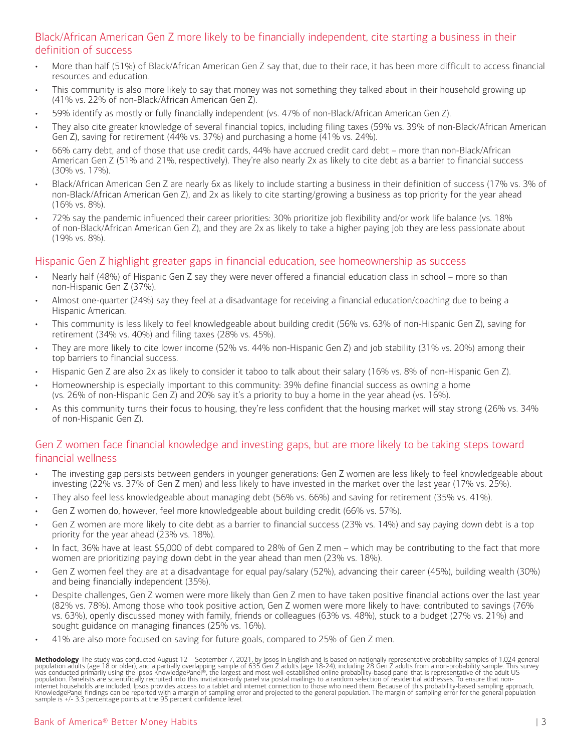## Black/African American Gen Z more likely to be financially independent, cite starting a business in their definition of success

- More than half (51%) of Black/African American Gen Z say that, due to their race, it has been more difficult to access financial resources and education.
- This community is also more likely to say that money was not something they talked about in their household growing up (41% vs. 22% of non-Black/African American Gen Z).
- 59% identify as mostly or fully financially independent (vs. 47% of non-Black/African American Gen Z).
- They also cite greater knowledge of several financial topics, including filing taxes (59% vs. 39% of non-Black/African American Gen Z), saving for retirement (44% vs. 37%) and purchasing a home (41% vs. 24%).
- 66% carry debt, and of those that use credit cards, 44% have accrued credit card debt – more than non-Black/African American Gen Z (51% and 21%, respectively). They're also nearly 2x as likely to cite debt as a barrier to financial success (30% vs. 17%).
- Black/African American Gen Z are nearly 6x as likely to include starting a business in their definition of success (17% vs. 3% of non-Black/African American Gen Z), and 2x as likely to cite starting/growing a business as top priority for the year ahead (16% vs. 8%).
- 72% say the pandemic influenced their career priorities: 30% prioritize job flexibility and/or work life balance (vs. 18% of non-Black/African American Gen Z), and they are 2x as likely to take a higher paying job they are less passionate about (19% vs. 8%).

## Hispanic Gen Z highlight greater gaps in financial education, see homeownership as success

- Nearly half (48%) of Hispanic Gen Z say they were never offered a financial education class in school – more so than non-Hispanic Gen Z (37%).
- Almost one-quarter (24%) say they feel at a disadvantage for receiving a financial education/coaching due to being a Hispanic American.
- This community is less likely to feel knowledgeable about building credit (56% vs. 63% of non-Hispanic Gen Z), saving for retirement (34% vs. 40%) and filing taxes (28% vs. 45%).
- They are more likely to cite lower income (52% vs. 44% non-Hispanic Gen Z) and job stability (31% vs. 20%) among their top barriers to financial success.
- Hispanic Gen Z are also 2x as likely to consider it taboo to talk about their salary (16% vs. 8% of non-Hispanic Gen Z).
- Homeownership is especially important to this community: 39% define financial success as owning a home (vs. 26% of non-Hispanic Gen Z) and 20% say it's a priority to buy a home in the year ahead (vs. 16%).
- As this community turns their focus to housing, they're less confident that the housing market will stay strong (26% vs. 34% of non-Hispanic Gen Z).

## Gen Z women face financial knowledge and investing gaps, but are more likely to be taking steps toward financial wellness

- The investing gap persists between genders in younger generations: Gen Z women are less likely to feel knowledgeable about investing (22% vs. 37% of Gen Z men) and less likely to have invested in the market over the last year (17% vs. 25%).
- They also feel less knowledgeable about managing debt (56% vs. 66%) and saving for retirement (35% vs. 41%).
- Gen Z women do, however, feel more knowledgeable about building credit (66% vs. 57%).
- Gen Z women are more likely to cite debt as a barrier to financial success (23% vs. 14%) and say paying down debt is a top priority for the year ahead (23% vs. 18%).
- In fact, 36% have at least $5,000 of debt compared to 28% of Gen Z men – which may be contributing to the fact that more women are prioritizing paying down debt in the year ahead than men (23% vs. 18%).
- Gen Z women feel they are at a disadvantage for equal pay/salary (52%), advancing their career (45%), building wealth (30%) and being financially independent (35%).
- Despite challenges, Gen Z women were more likely than Gen Z men to have taken positive financial actions over the last year (82% vs. 78%). Among those who took positive action, Gen Z women were more likely to have: contributed to savings (76% vs. 63%), openly discussed money with family, friends or colleagues (63% vs. 48%), stuck to a budget (27% vs. 21%) and sought guidance on managing finances (25% vs. 16%).
- 41% are also more focused on saving for future goals, compared to 25% of Gen Z men.

**Methodology** The study was conducted August 12 – September 7, 2021, by Ipsos in English and is based on nationally representative probability samples of 1,024 general population adults (age 18 or older), and a partially overlapping sample of 635 Gen Z adults (age 18-24), including 28 Gen Z adults from a non-probability sample. This survey was conducted primarily using the Ipsos KnowledgePanel®, the largest and most well-established online probability-based panel that is representative of the adult US population. Panelists are scientifically recruited into this invitation-only panel via postal mailings to a random selection of residential addresses. To ensure that non-internet households are included, Ipsos provides access to a tablet and internet connection to those who need them. Because of this probability-based sampling approach, KnowledgePanel findings can be reported with a margin of sampling error and projected to the general population. The margin of sampling error for the general population sample is +/- 3.3 percentage points at the 95 percent confidence level.